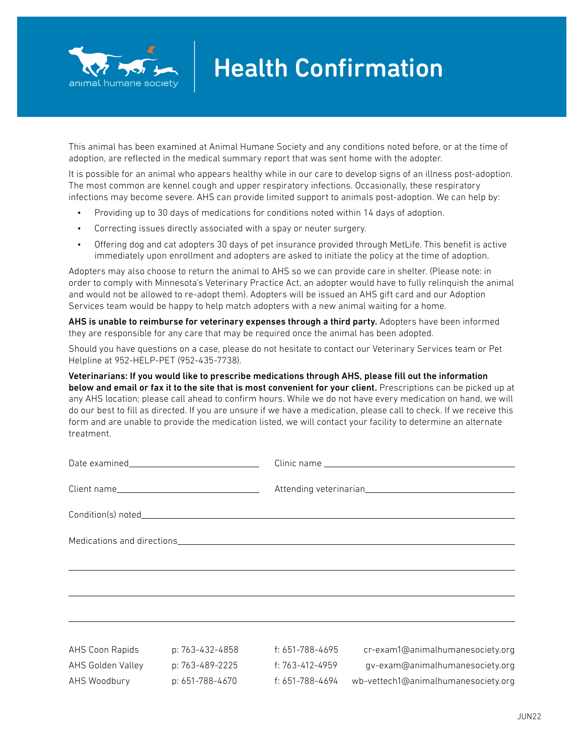animal humane society

# Health Confirmation

This animal has been examined at Animal Humane Society and any conditions noted before, or at the time of adoption, are reflected in the medical summary report that was sent home with the adopter.

It is possible for an animal who appears healthy while in our care to develop signs of an illness post-adoption. The most common are kennel cough and upper respiratory infections. Occasionally, these respiratory infections may become severe. AHS can provide limited support to animals post-adoption. We can help by:

- Providing up to 30 days of medications for conditions noted within 14 days of adoption.
- Correcting issues directly associated with a spay or neuter surgery.
- Offering dog and cat adopters 30 days of pet insurance provided through MetLife. This benefit is active immediately upon enrollment and adopters are asked to initiate the policy at the time of adoption.

Adopters may also choose to return the animal to AHS so we can provide care in shelter. (Please note: in order to comply with Minnesota's Veterinary Practice Act, an adopter would have to fully relinquish the animal and would not be allowed to re-adopt them). Adopters will be issued an AHS gift card and our Adoption Services team would be happy to help match adopters with a new animal waiting for a home.

**AHS is unable to reimburse for veterinary expenses through a third party.** Adopters have been informed they are responsible for any care that may be required once the animal has been adopted.

Should you have questions on a case, please do not hesitate to contact our Veterinary Services team or Pet Helpline at 952-HELP-PET (952-435-7738).

**Veterinarians: If you would like to prescribe medications through AHS, please fill out the information below and email or fax it to the site that is most convenient for your client.** Prescriptions can be picked up at any AHS location; please call ahead to confirm hours. While we do not have every medication on hand, we will do our best to fill as directed. If you are unsure if we have a medication, please call to check. If we receive this form and are unable to provide the medication listed, we will contact your facility to determine an alternate treatment.

Date examined____________________ Clinic name____________________

Client name____________________ Attending veterinarian____________________

Condition(s) noted________________________________________

Medications and directions________________________________________

________________________________________

________________________________________

________________________________________

| | | | |
|---|---|---|---|
| AHS Coon Rapids | p: 763-432-4858 | f: 651-788-4695 | cr-exam1@animalhumanesociety.org |
| AHS Golden Valley | p: 763-489-2225 | f: 763-412-4959 | gv-exam@animalhumanesociety.org |
| AHS Woodbury | p: 651-788-4670 | f: 651-788-4694 | wb-vettech1@animalhumanesociety.org |

JUN22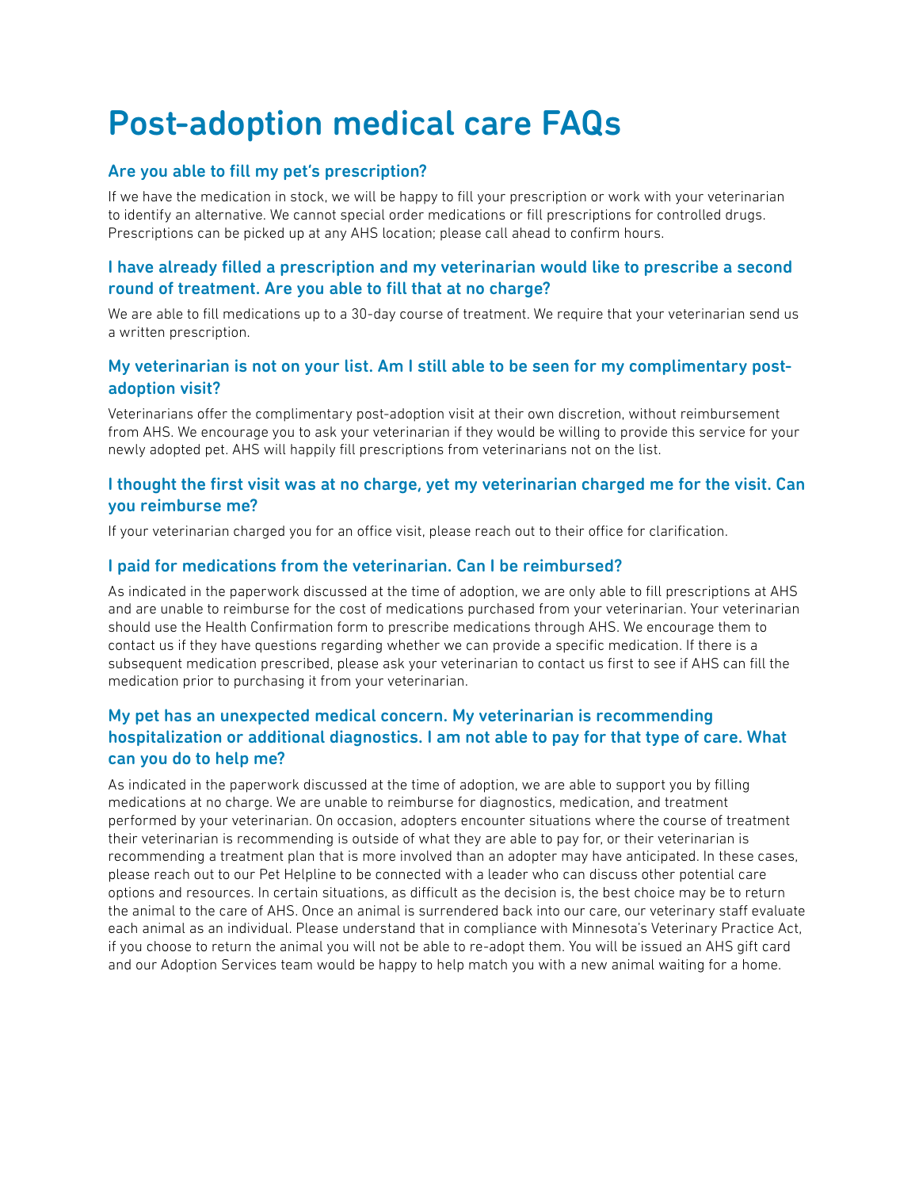# Post-adoption medical care FAQs

### Are you able to fill my pet's prescription?

If we have the medication in stock, we will be happy to fill your prescription or work with your veterinarian to identify an alternative. We cannot special order medications or fill prescriptions for controlled drugs. Prescriptions can be picked up at any AHS location; please call ahead to confirm hours.

### I have already filled a prescription and my veterinarian would like to prescribe a second round of treatment. Are you able to fill that at no charge?

We are able to fill medications up to a 30-day course of treatment. We require that your veterinarian send us a written prescription.

### My veterinarian is not on your list. Am I still able to be seen for my complimentary post-adoption visit?

Veterinarians offer the complimentary post-adoption visit at their own discretion, without reimbursement from AHS. We encourage you to ask your veterinarian if they would be willing to provide this service for your newly adopted pet. AHS will happily fill prescriptions from veterinarians not on the list.

### I thought the first visit was at no charge, yet my veterinarian charged me for the visit. Can you reimburse me?

If your veterinarian charged you for an office visit, please reach out to their office for clarification.

### I paid for medications from the veterinarian. Can I be reimbursed?

As indicated in the paperwork discussed at the time of adoption, we are only able to fill prescriptions at AHS and are unable to reimburse for the cost of medications purchased from your veterinarian. Your veterinarian should use the Health Confirmation form to prescribe medications through AHS. We encourage them to contact us if they have questions regarding whether we can provide a specific medication. If there is a subsequent medication prescribed, please ask your veterinarian to contact us first to see if AHS can fill the medication prior to purchasing it from your veterinarian.

### My pet has an unexpected medical concern. My veterinarian is recommending hospitalization or additional diagnostics. I am not able to pay for that type of care. What can you do to help me?

As indicated in the paperwork discussed at the time of adoption, we are able to support you by filling medications at no charge. We are unable to reimburse for diagnostics, medication, and treatment performed by your veterinarian. On occasion, adopters encounter situations where the course of treatment their veterinarian is recommending is outside of what they are able to pay for, or their veterinarian is recommending a treatment plan that is more involved than an adopter may have anticipated. In these cases, please reach out to our Pet Helpline to be connected with a leader who can discuss other potential care options and resources. In certain situations, as difficult as the decision is, the best choice may be to return the animal to the care of AHS. Once an animal is surrendered back into our care, our veterinary staff evaluate each animal as an individual. Please understand that in compliance with Minnesota's Veterinary Practice Act, if you choose to return the animal you will not be able to re-adopt them. You will be issued an AHS gift card and our Adoption Services team would be happy to help match you with a new animal waiting for a home.